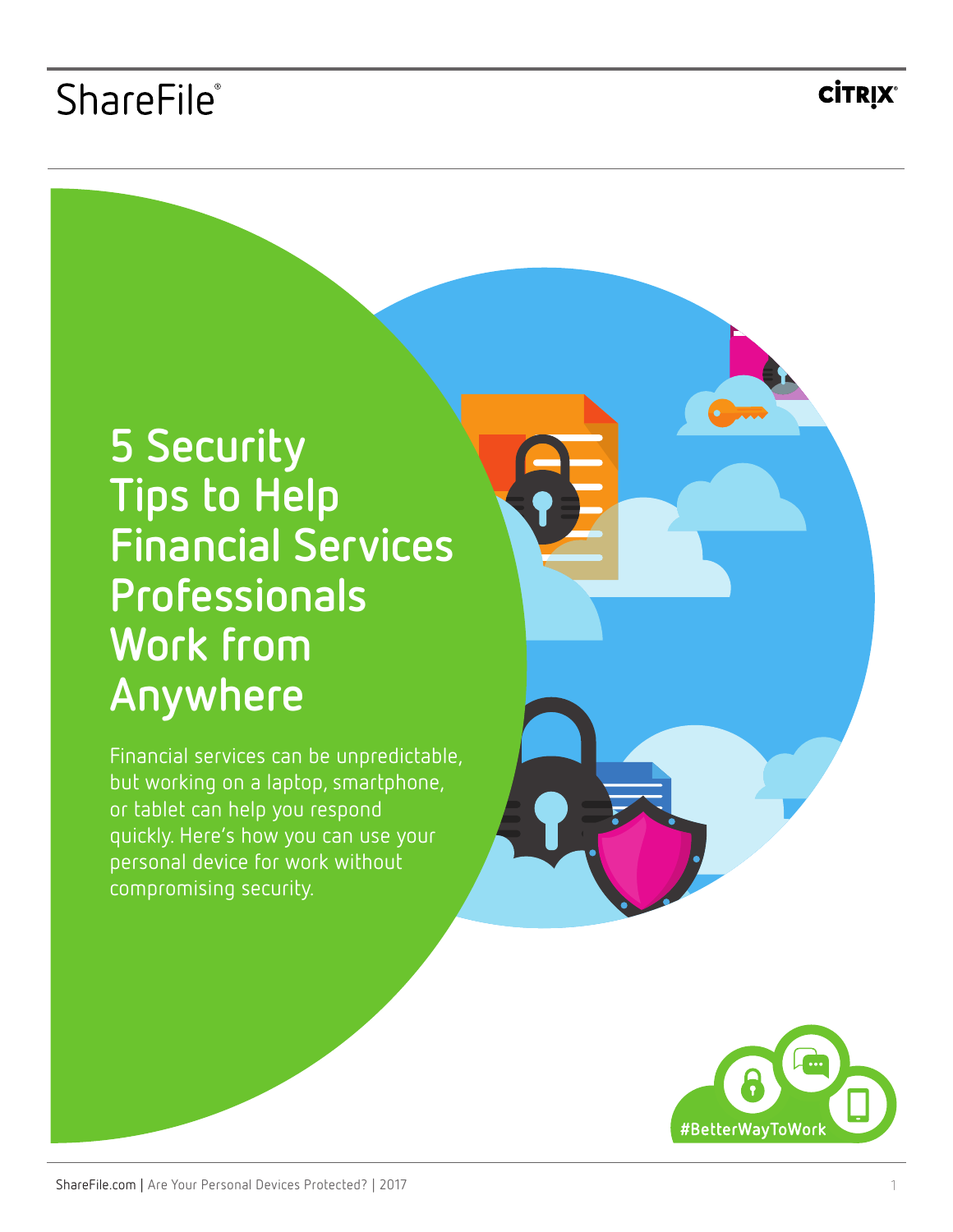ShareFile®

CITRIX®

# 5 Security Tips to Help Financial Services Professionals Work from Anywhere

Financial services can be unpredictable, but working on a laptop, smartphone, or tablet can help you respond quickly. Here's how you can use your personal device for work without compromising security.

#BetterWayToWork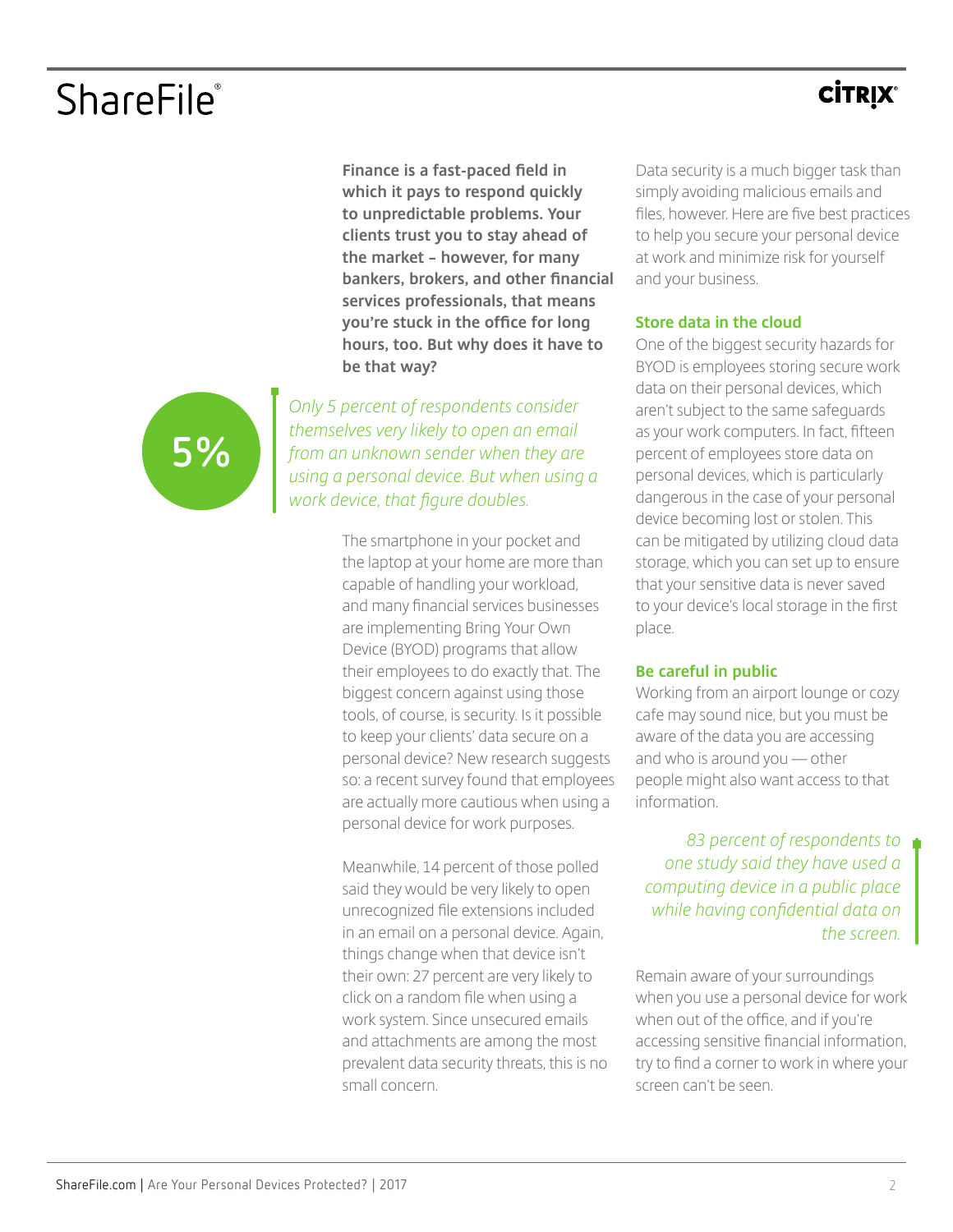**Finance is a fast-paced field in which it pays to respond quickly to unpredictable problems. Your clients trust you to stay ahead of the market – however, for many bankers, brokers, and other financial services professionals, that means you're stuck in the office for long hours, too. But why does it have to be that way?**

5%

*Only 5 percent of respondents consider themselves very likely to open an email from an unknown sender when they are using a personal device. But when using a work device, that figure doubles.*

The smartphone in your pocket and the laptop at your home are more than capable of handling your workload, and many financial services businesses are implementing Bring Your Own Device (BYOD) programs that allow their employees to do exactly that. The biggest concern against using those tools, of course, is security. Is it possible to keep your clients' data secure on a personal device? New research suggests so: a recent survey found that employees are actually more cautious when using a personal device for work purposes.

Meanwhile, 14 percent of those polled said they would be very likely to open unrecognized file extensions included in an email on a personal device. Again, things change when that device isn't their own: 27 percent are very likely to click on a random file when using a work system. Since unsecured emails and attachments are among the most prevalent data security threats, this is no small concern.

Data security is a much bigger task than simply avoiding malicious emails and files, however. Here are five best practices to help you secure your personal device at work and minimize risk for yourself and your business.

### Store data in the cloud

One of the biggest security hazards for BYOD is employees storing secure work data on their personal devices, which aren't subject to the same safeguards as your work computers. In fact, fifteen percent of employees store data on personal devices, which is particularly dangerous in the case of your personal device becoming lost or stolen. This can be mitigated by utilizing cloud data storage, which you can set up to ensure that your sensitive data is never saved to your device's local storage in the first place.

### Be careful in public

Working from an airport lounge or cozy cafe may sound nice, but you must be aware of the data you are accessing and who is around you — other people might also want access to that information.

*83 percent of respondents to one study said they have used a computing device in a public place while having confidential data on the screen.*

Remain aware of your surroundings when you use a personal device for work when out of the office, and if you're accessing sensitive financial information, try to find a corner to work in where your screen can't be seen.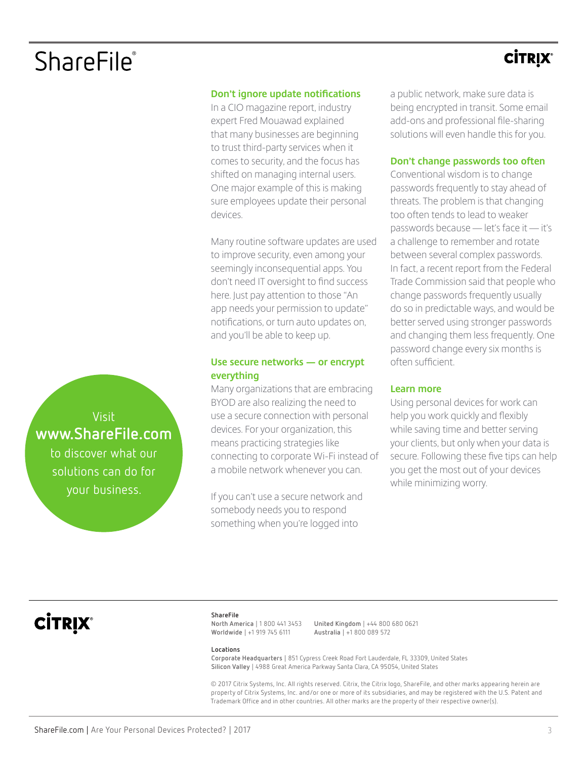ShareFile®

CITRIX®

Visit
**www.ShareFile.com**
to discover what our solutions can do for your business.

### Don't ignore update notifications

In a CIO magazine report, industry expert Fred Mouawad explained that many businesses are beginning to trust third-party services when it comes to security, and the focus has shifted on managing internal users. One major example of this is making sure employees update their personal devices.

Many routine software updates are used to improve security, even among your seemingly inconsequential apps. You don't need IT oversight to find success here. Just pay attention to those "An app needs your permission to update" notifications, or turn auto updates on, and you'll be able to keep up.

### Use secure networks — or encrypt everything

Many organizations that are embracing BYOD are also realizing the need to use a secure connection with personal devices. For your organization, this means practicing strategies like connecting to corporate Wi-Fi instead of a mobile network whenever you can.

If you can't use a secure network and somebody needs you to respond something when you're logged into a public network, make sure data is being encrypted in transit. Some email add-ons and professional file-sharing solutions will even handle this for you.

### Don't change passwords too often

Conventional wisdom is to change passwords frequently to stay ahead of threats. The problem is that changing too often tends to lead to weaker passwords because — let's face it — it's a challenge to remember and rotate between several complex passwords. In fact, a recent report from the Federal Trade Commission said that people who change passwords frequently usually do so in predictable ways, and would be better served using stronger passwords and changing them less frequently. One password change every six months is often sufficient.

### Learn more

Using personal devices for work can help you work quickly and flexibly while saving time and better serving your clients, but only when your data is secure. Following these five tips can help you get the most out of your devices while minimizing worry.

CITRIX®

**ShareFile**
**North America** | 1 800 441 3453
**Worldwide** | +1 919 745 6111
**United Kingdom** | +44 800 680 0621
**Australia** | +1 800 089 572

**Locations**
**Corporate Headquarters** | 851 Cypress Creek Road Fort Lauderdale, FL 33309, United States
**Silicon Valley** | 4988 Great America Parkway Santa Clara, CA 95054, United States

© 2017 Citrix Systems, Inc. All rights reserved. Citrix, the Citrix logo, ShareFile, and other marks appearing herein are property of Citrix Systems, Inc. and/or one or more of its subsidiaries, and may be registered with the U.S. Patent and Trademark Office and in other countries. All other marks are the property of their respective owner(s).